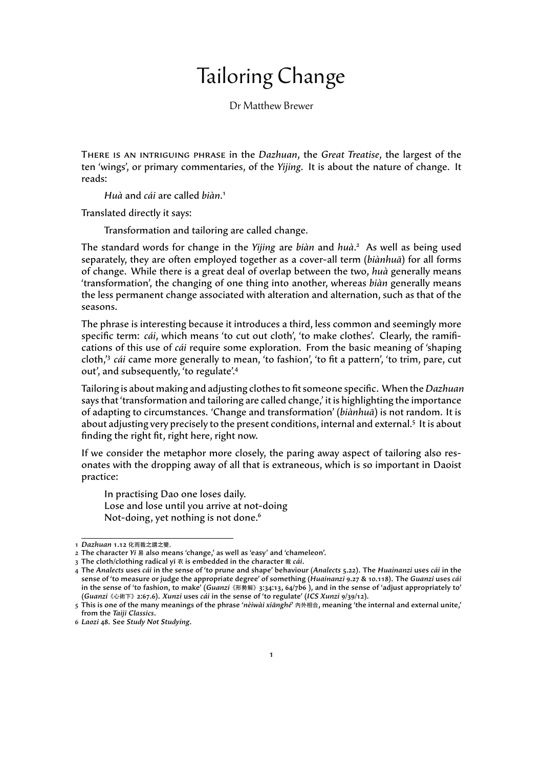# Tailoring Change

Dr Matthew Brewer

There is an intriguing phrase in the *Dazhuan*, the *Great Treatise*, the largest of the ten 'wings', or primary commentaries, of the *Yijing*. It is about the nature of change. It reads:

> *Huà* and *cái* are called *biàn*.[1]

Translated directly it says:

> Transformation and tailoring are called change.

The standard words for change in the *Yijing* are *biàn* and *huà*.[2] As well as being used separately, they are often employed together as a cover-all term (*biànhuā*) for all forms of change. While there is a great deal of overlap between the two, *huà* generally means 'transformation', the changing of one thing into another, whereas *biàn* generally means the less permanent change associated with alteration and alternation, such as that of the seasons.

The phrase is interesting because it introduces a third, less common and seemingly more specific term: *cái*, which means 'to cut out cloth', 'to make clothes'. Clearly, the ramifications of this use of *cái* require some exploration. From the basic meaning of 'shaping cloth,'[3] *cái* came more generally to mean, 'to fashion', 'to fit a pattern', 'to trim, pare, cut out', and subsequently, 'to regulate'.[4]

Tailoring is about making and adjusting clothes to fit someone specific. When the *Dazhuan* says that 'transformation and tailoring are called change,' it is highlighting the importance of adapting to circumstances. 'Change and transformation' (*biànhuā*) is not random. It is about adjusting very precisely to the present conditions, internal and external.[5] It is about finding the right fit, right here, right now.

If we consider the metaphor more closely, the paring away aspect of tailoring also resonates with the dropping away of all that is extraneous, which is so important in Daoist practice:

> In practising Dao one loses daily.
> Lose and lose until you arrive at not-doing
> Not-doing, yet nothing is not done.[6]

---

1 *Dazhuan* 1.12 化而裁之謂之變。

2 The character *Yi* 易 also means 'change,' as well as 'easy' and 'chameleon'.

3 The cloth/clothing radical yī 衣 is embedded in the character 裁 *cái*.

4 The *Analects* uses *cái* in the sense of 'to prune and shape' behaviour (*Analects* 5.22). The *Huainanzi* uses *cái* in the sense of 'to measure or judge the appropriate degree' of something (*Huainanzi* 9.27 & 10.118). The *Guanzi* uses *cái* in the sense of 'to fashion, to make' (*Guanzi*《形勢解》3:34:13, 64/7b6 ), and in the sense of 'adjust appropriately to' (*Guanzi*《心術下》2:67.6). *Xunzi* uses *cái* in the sense of 'to regulate' (*ICS Xunzi* 9/39/12).

5 This is one of the many meanings of the phrase '*nèiwài xiānghé*' 內外相合, meaning 'the internal and external unite,' from the *Taiji Classics*.

6 *Laozi* 48. See *Study Not Studying*.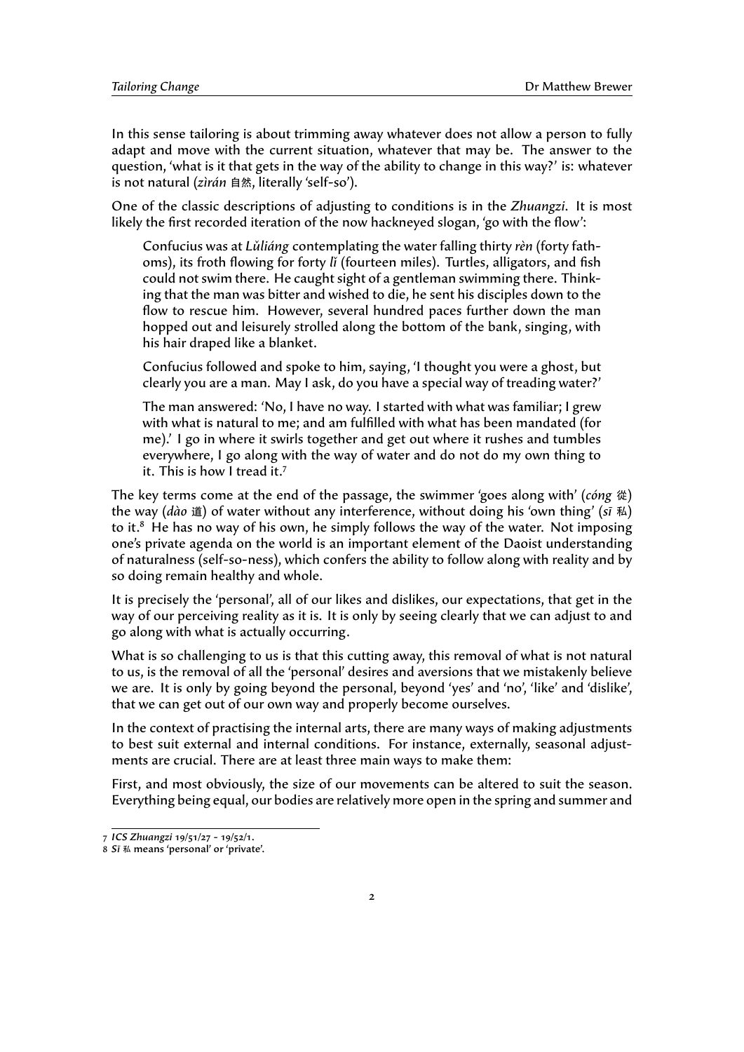In this sense tailoring is about trimming away whatever does not allow a person to fully adapt and move with the current situation, whatever that may be. The answer to the question, 'what is it that gets in the way of the ability to change in this way?' is: whatever is not natural (*zìrán* 自然, literally 'self-so').

One of the classic descriptions of adjusting to conditions is in the *Zhuangzi*. It is most likely the first recorded iteration of the now hackneyed slogan, 'go with the flow':

> Confucius was at *Lǚliáng* contemplating the water falling thirty *rèn* (forty fathoms), its froth flowing for forty *lǐ* (fourteen miles). Turtles, alligators, and fish could not swim there. He caught sight of a gentleman swimming there. Thinking that the man was bitter and wished to die, he sent his disciples down to the flow to rescue him. However, several hundred paces further down the man hopped out and leisurely strolled along the bottom of the bank, singing, with his hair draped like a blanket.
>
> Confucius followed and spoke to him, saying, 'I thought you were a ghost, but clearly you are a man. May I ask, do you have a special way of treading water?'
>
> The man answered: 'No, I have no way. I started with what was familiar; I grew with what is natural to me; and am fulfilled with what has been mandated (for me).' I go in where it swirls together and get out where it rushes and tumbles everywhere, I go along with the way of water and do not do my own thing to it. This is how I tread it.[7]

The key terms come at the end of the passage, the swimmer 'goes along with' (*cóng* 從) the way (*dào* 道) of water without any interference, without doing his 'own thing' (*sī* 私) to it.[8] He has no way of his own, he simply follows the way of the water. Not imposing one's private agenda on the world is an important element of the Daoist understanding of naturalness (self-so-ness), which confers the ability to follow along with reality and by so doing remain healthy and whole.

It is precisely the 'personal', all of our likes and dislikes, our expectations, that get in the way of our perceiving reality as it is. It is only by seeing clearly that we can adjust to and go along with what is actually occurring.

What is so challenging to us is that this cutting away, this removal of what is not natural to us, is the removal of all the 'personal' desires and aversions that we mistakenly believe we are. It is only by going beyond the personal, beyond 'yes' and 'no', 'like' and 'dislike', that we can get out of our own way and properly become ourselves.

In the context of practising the internal arts, there are many ways of making adjustments to best suit external and internal conditions. For instance, externally, seasonal adjustments are crucial. There are at least three main ways to make them:

First, and most obviously, the size of our movements can be altered to suit the season. Everything being equal, our bodies are relatively more open in the spring and summer and

---

7 *ICS Zhuangzi* 19/51/27 – 19/52/1.

8 *Sī* 私 means 'personal' or 'private'.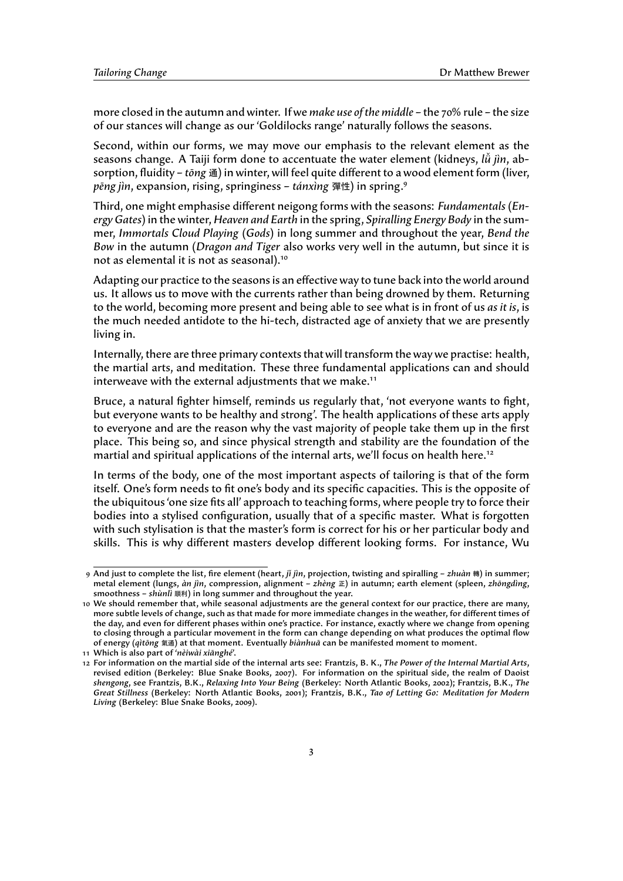more closed in the autumn and winter. If we *make use of the middle* – the 70% rule – the size of our stances will change as our 'Goldilocks range' naturally follows the seasons.

Second, within our forms, we may move our emphasis to the relevant element as the seasons change. A Taiji form done to accentuate the water element (kidneys, *lǚ jìn*, absorption, fluidity – *tōng* 通) in winter, will feel quite different to a wood element form (liver, *pēng jìn*, expansion, rising, springiness – *tánxìng* 彈性) in spring.[9]

Third, one might emphasise different neigong forms with the seasons: *Fundamentals* (*Energy Gates*) in the winter, *Heaven and Earth* in the spring, *Spiralling Energy Body* in the summer, *Immortals Cloud Playing* (*Gods*) in long summer and throughout the year, *Bend the Bow* in the autumn (*Dragon and Tiger* also works very well in the autumn, but since it is not as elemental it is not as seasonal).[10]

Adapting our practice to the seasons is an effective way to tune back into the world around us. It allows us to move with the currents rather than being drowned by them. Returning to the world, becoming more present and being able to see what is in front of us *as it is*, is the much needed antidote to the hi-tech, distracted age of anxiety that we are presently living in.

Internally, there are three primary contexts that will transform the way we practise: health, the martial arts, and meditation. These three fundamental applications can and should interweave with the external adjustments that we make.[11]

Bruce, a natural fighter himself, reminds us regularly that, 'not everyone wants to fight, but everyone wants to be healthy and strong'. The health applications of these arts apply to everyone and are the reason why the vast majority of people take them up in the first place. This being so, and since physical strength and stability are the foundation of the martial and spiritual applications of the internal arts, we'll focus on health here.[12]

In terms of the body, one of the most important aspects of tailoring is that of the form itself. One's form needs to fit one's body and its specific capacities. This is the opposite of the ubiquitous 'one size fits all' approach to teaching forms, where people try to force their bodies into a stylised configuration, usually that of a specific master. What is forgotten with such stylisation is that the master's form is correct for his or her particular body and skills. This is why different masters develop different looking forms. For instance, Wu

---

9 And just to complete the list, fire element (heart, *jǐ jìn*, projection, twisting and spiralling – *zhuàn* 轉) in summer; metal element (lungs, *àn jìn*, compression, alignment – *zhèng* 正) in autumn; earth element (spleen, *zhōngdìng*, smoothness – *shùnlì* 順利) in long summer and throughout the year.

10 We should remember that, while seasonal adjustments are the general context for our practice, there are many, more subtle levels of change, such as that made for more immediate changes in the weather, for different times of the day, and even for different phases within one's practice. For instance, exactly where we change from opening to closing through a particular movement in the form can change depending on what produces the optimal flow of energy (*qìtōng* 氣通) at that moment. Eventually *biànhuā* can be manifested moment to moment.

11 Which is also part of '*nèiwài xiānghé*'.

12 For information on the martial side of the internal arts see: Frantzis, B. K., *The Power of the Internal Martial Arts*, revised edition (Berkeley: Blue Snake Books, 2007). For information on the spiritual side, the realm of Daoist *shengong*, see Frantzis, B.K., *Relaxing Into Your Being* (Berkeley: North Atlantic Books, 2002); Frantzis, B.K., *The Great Stillness* (Berkeley: North Atlantic Books, 2001); Frantzis, B.K., *Tao of Letting Go: Meditation for Modern Living* (Berkeley: Blue Snake Books, 2009).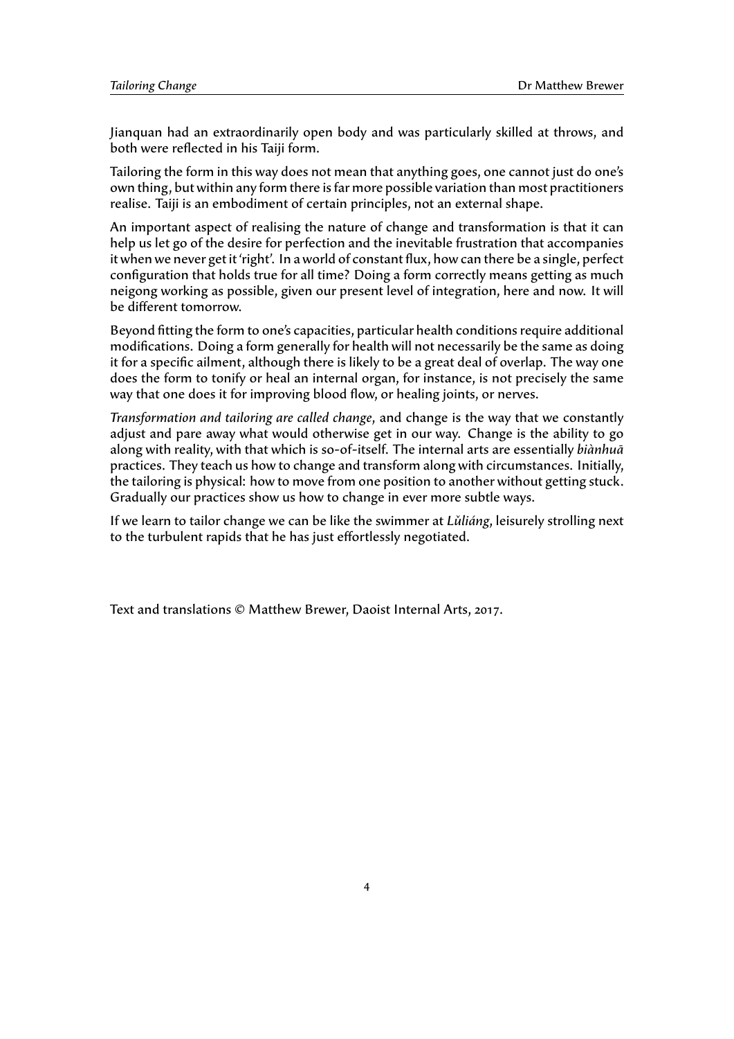Jianquan had an extraordinarily open body and was particularly skilled at throws, and both were reflected in his Taiji form.

Tailoring the form in this way does not mean that anything goes, one cannot just do one's own thing, but within any form there is far more possible variation than most practitioners realise. Taiji is an embodiment of certain principles, not an external shape.

An important aspect of realising the nature of change and transformation is that it can help us let go of the desire for perfection and the inevitable frustration that accompanies it when we never get it 'right'. In a world of constant flux, how can there be a single, perfect configuration that holds true for all time? Doing a form correctly means getting as much neigong working as possible, given our present level of integration, here and now. It will be different tomorrow.

Beyond fitting the form to one's capacities, particular health conditions require additional modifications. Doing a form generally for health will not necessarily be the same as doing it for a specific ailment, although there is likely to be a great deal of overlap. The way one does the form to tonify or heal an internal organ, for instance, is not precisely the same way that one does it for improving blood flow, or healing joints, or nerves.

*Transformation and tailoring are called change*, and change is the way that we constantly adjust and pare away what would otherwise get in our way. Change is the ability to go along with reality, with that which is so-of-itself. The internal arts are essentially *biànhuā* practices. They teach us how to change and transform along with circumstances. Initially, the tailoring is physical: how to move from one position to another without getting stuck. Gradually our practices show us how to change in ever more subtle ways.

If we learn to tailor change we can be like the swimmer at *Lǚliáng*, leisurely strolling next to the turbulent rapids that he has just effortlessly negotiated.

Text and translations © Matthew Brewer, Daoist Internal Arts, 2017.